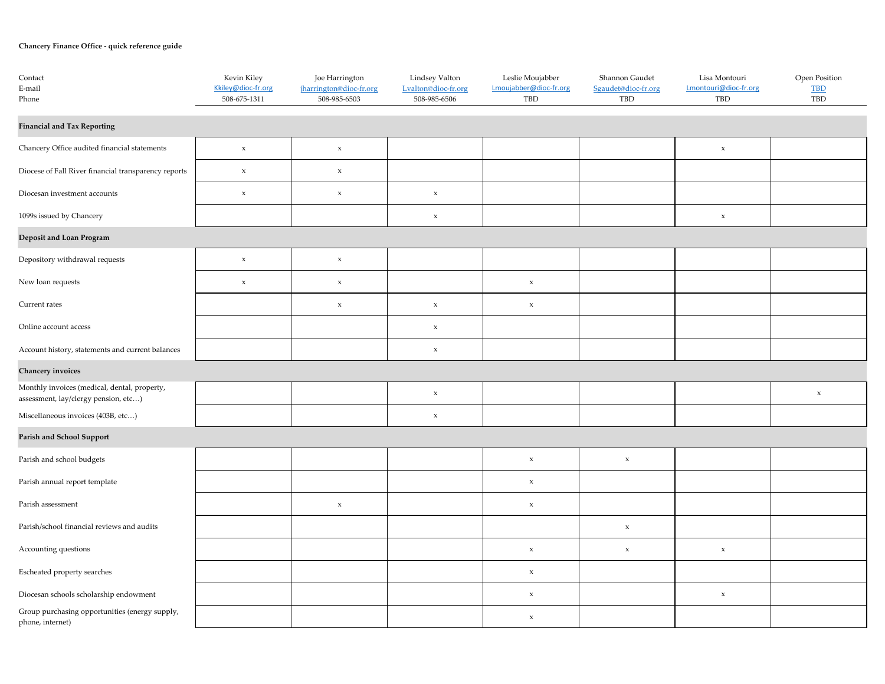**Chancery Finance Office - quick reference guide**

| Contact | Kevin Kiley | Joe Harrington | Lindsey Valton | Leslie Moujabber | Shannon Gaudet | Lisa Montouri | Open Position |
|---|---|---|---|---|---|---|---|
| E-mail | Kkiley@dioc-fr.org | jharrington@dioc-fr.org | Lvalton@dioc-fr.org | Lmoujabber@dioc-fr.org | Sgaudet@dioc-fr.org | Lmontouri@dioc-fr.org | TBD |
| Phone | 508-675-1311 | 508-985-6503 | 508-985-6506 | TBD | TBD | TBD | TBD |
| **Financial and Tax Reporting** | | | | | | | |
| Chancery Office audited financial statements | x | x | | | | x | |
| Diocese of Fall River financial transparency reports | x | x | | | | | |
| Diocesan investment accounts | x | x | x | | | | |
| 1099s issued by Chancery | | | x | | | x | |
| **Deposit and Loan Program** | | | | | | | |
| Depository withdrawal requests | x | x | | | | | |
| New loan requests | x | x | | x | | | |
| Current rates | | x | x | x | | | |
| Online account access | | | x | | | | |
| Account history, statements and current balances | | | x | | | | |
| **Chancery invoices** | | | | | | | |
| Monthly invoices (medical, dental, property, assessment, lay/clergy pension, etc…) | | | x | | | | x |
| Miscellaneous invoices (403B, etc…) | | | x | | | | |
| **Parish and School Support** | | | | | | | |
| Parish and school budgets | | | | x | x | | |
| Parish annual report template | | | | x | | | |
| Parish assessment | | x | | x | | | |
| Parish/school financial reviews and audits | | | | | x | | |
| Accounting questions | | | | x | x | x | |
| Escheated property searches | | | | x | | | |
| Diocesan schools scholarship endowment | | | | x | | x | |
| Group purchasing opportunities (energy supply, phone, internet) | | | | x | | | |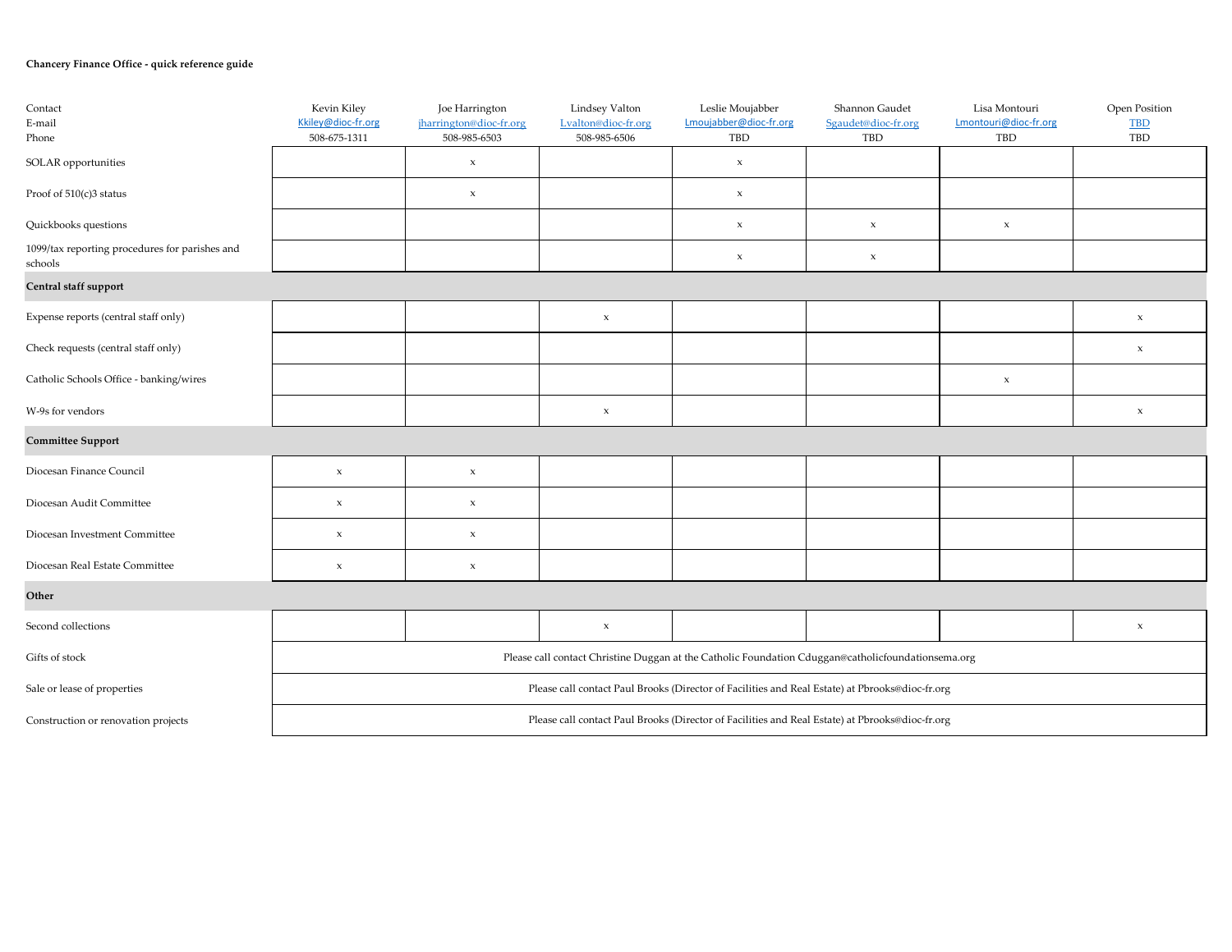**Chancery Finance Office - quick reference guide**

| Contact | Kevin Kiley | Joe Harrington | Lindsey Valton | Leslie Moujabber | Shannon Gaudet | Lisa Montouri | Open Position |
|---|---|---|---|---|---|---|---|
| E-mail | Kkiley@dioc-fr.org | jharrington@dioc-fr.org | Lvalton@dioc-fr.org | Lmoujabber@dioc-fr.org | Sgaudet@dioc-fr.org | Lmontouri@dioc-fr.org | TBD |
| Phone | 508-675-1311 | 508-985-6503 | 508-985-6506 | TBD | TBD | TBD | TBD |
| SOLAR opportunities | | x | | x | | | |
| Proof of 510(c)3 status | | x | | x | | | |
| Quickbooks questions | | | | x | x | x | |
| 1099/tax reporting procedures for parishes and schools | | | | x | x | | |
| **Central staff support** | | | | | | | |
| Expense reports (central staff only) | | | x | | | | x |
| Check requests (central staff only) | | | | | | | x |
| Catholic Schools Office - banking/wires | | | | | | x | |
| W-9s for vendors | | | x | | | | x |
| **Committee Support** | | | | | | | |
| Diocesan Finance Council | x | x | | | | | |
| Diocesan Audit Committee | x | x | | | | | |
| Diocesan Investment Committee | x | x | | | | | |
| Diocesan Real Estate Committee | x | x | | | | | |
| **Other** | | | | | | | |
| Second collections | | | x | | | | x |
| Gifts of stock | Please call contact Christine Duggan at the Catholic Foundation Cduggan@catholicfoundationsema.org | | | | | | |
| Sale or lease of properties | Please call contact Paul Brooks (Director of Facilities and Real Estate) at Pbrooks@dioc-fr.org | | | | | | |
| Construction or renovation projects | Please call contact Paul Brooks (Director of Facilities and Real Estate) at Pbrooks@dioc-fr.org | | | | | | |